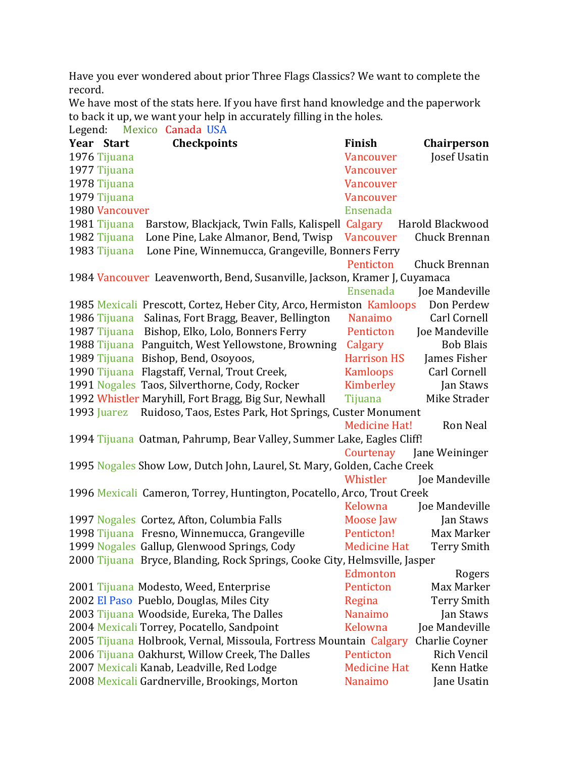Have you ever wondered about prior Three Flags Classics? We want to complete the record.

We have most of the stats here. If you have first hand knowledge and the paperwork to back it up, we want your help in accurately filling in the holes.

Legend: Mexico Canada USA

| Year | Start | Checkpoints | Finish | Chairperson |
|---|---|---|---|---|
| 1976 | Tijuana | | Vancouver | Josef Usatin |
| 1977 | Tijuana | | Vancouver | |
| 1978 | Tijuana | | Vancouver | |
| 1979 | Tijuana | | Vancouver | |
| 1980 | Vancouver | | Ensenada | |
| 1981 | Tijuana | Barstow, Blackjack, Twin Falls, Kalispell | Calgary | Harold Blackwood |
| 1982 | Tijuana | Lone Pine, Lake Almanor, Bend, Twisp | Vancouver | Chuck Brennan |
| 1983 | Tijuana | Lone Pine, Winnemucca, Grangeville, Bonners Ferry | Penticton | Chuck Brennan |
| 1984 | Vancouver | Leavenworth, Bend, Susanville, Jackson, Kramer J, Cuyamaca | Ensenada | Joe Mandeville |
| 1985 | Mexicali | Prescott, Cortez, Heber City, Arco, Hermiston | Kamloops | Don Perdew |
| 1986 | Tijuana | Salinas, Fort Bragg, Beaver, Bellington | Nanaimo | Carl Cornell |
| 1987 | Tijuana | Bishop, Elko, Lolo, Bonners Ferry | Penticton | Joe Mandeville |
| 1988 | Tijuana | Panguitch, West Yellowstone, Browning | Calgary | Bob Blais |
| 1989 | Tijuana | Bishop, Bend, Osoyoos, | Harrison HS | James Fisher |
| 1990 | Tijuana | Flagstaff, Vernal, Trout Creek, | Kamloops | Carl Cornell |
| 1991 | Nogales | Taos, Silverthorne, Cody, Rocker | Kimberley | Jan Staws |
| 1992 | Whistler | Maryhill, Fort Bragg, Big Sur, Newhall | Tijuana | Mike Strader |
| 1993 | Juarez | Ruidoso, Taos, Estes Park, Hot Springs, Custer Monument | Medicine Hat! | Ron Neal |
| 1994 | Tijuana | Oatman, Pahrump, Bear Valley, Summer Lake, Eagles Cliff! | Courtenay | Jane Weininger |
| 1995 | Nogales | Show Low, Dutch John, Laurel, St. Mary, Golden, Cache Creek | Whistler | Joe Mandeville |
| 1996 | Mexicali | Cameron, Torrey, Huntington, Pocatello, Arco, Trout Creek | Kelowna | Joe Mandeville |
| 1997 | Nogales | Cortez, Afton, Columbia Falls | Moose Jaw | Jan Staws |
| 1998 | Tijuana | Fresno, Winnemucca, Grangeville | Penticton! | Max Marker |
| 1999 | Nogales | Gallup, Glenwood Springs, Cody | Medicine Hat | Terry Smith |
| 2000 | Tijuana | Bryce, Blanding, Rock Springs, Cooke City, Helmsville, Jasper | Edmonton | Rogers |
| 2001 | Tijuana | Modesto, Weed, Enterprise | Penticton | Max Marker |
| 2002 | El Paso | Pueblo, Douglas, Miles City | Regina | Terry Smith |
| 2003 | Tijuana | Woodside, Eureka, The Dalles | Nanaimo | Jan Staws |
| 2004 | Mexicali | Torrey, Pocatello, Sandpoint | Kelowna | Joe Mandeville |
| 2005 | Tijuana | Holbrook, Vernal, Missoula, Fortress Mountain | Calgary | Charlie Coyner |
| 2006 | Tijuana | Oakhurst, Willow Creek, The Dalles | Penticton | Rich Vencil |
| 2007 | Mexicali | Kanab, Leadville, Red Lodge | Medicine Hat | Kenn Hatke |
| 2008 | Mexicali | Gardnerville, Brookings, Morton | Nanaimo | Jane Usatin |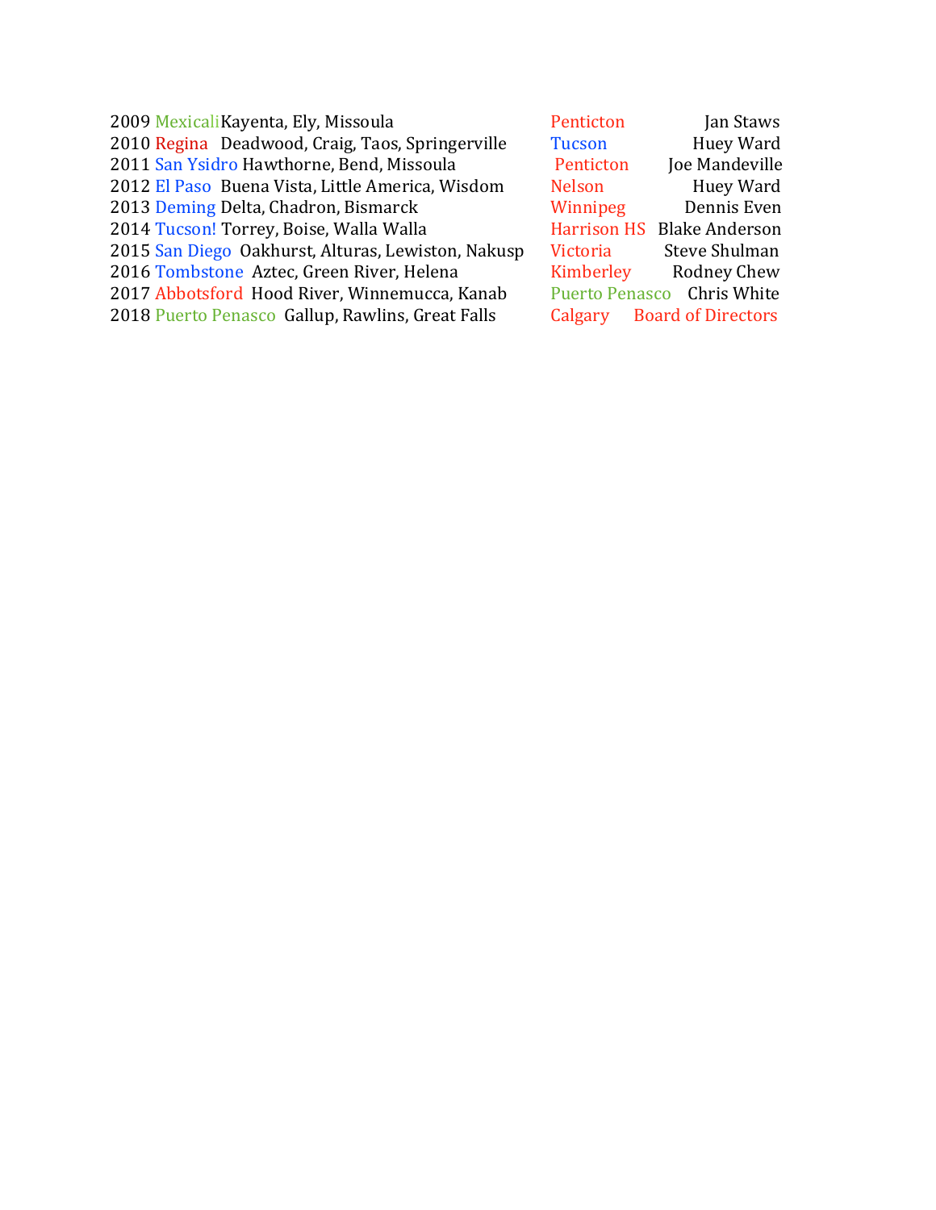| | | | | |
|---|---|---|---|---|
| 2009 | Mexicali | Kayenta, Ely, Missoula | Penticton | Jan Staws |
| 2010 | Regina | Deadwood, Craig, Taos, Springerville | Tucson | Huey Ward |
| 2011 | San Ysidro | Hawthorne, Bend, Missoula | Penticton | Joe Mandeville |
| 2012 | El Paso | Buena Vista, Little America, Wisdom | Nelson | Huey Ward |
| 2013 | Deming | Delta, Chadron, Bismarck | Winnipeg | Dennis Even |
| 2014 | Tucson! | Torrey, Boise, Walla Walla | Harrison HS | Blake Anderson |
| 2015 | San Diego | Oakhurst, Alturas, Lewiston, Nakusp | Victoria | Steve Shulman |
| 2016 | Tombstone | Aztec, Green River, Helena | Kimberley | Rodney Chew |
| 2017 | Abbotsford | Hood River, Winnemucca, Kanab | Puerto Penasco | Chris White |
| 2018 | Puerto Penasco | Gallup, Rawlins, Great Falls | Calgary | Board of Directors |